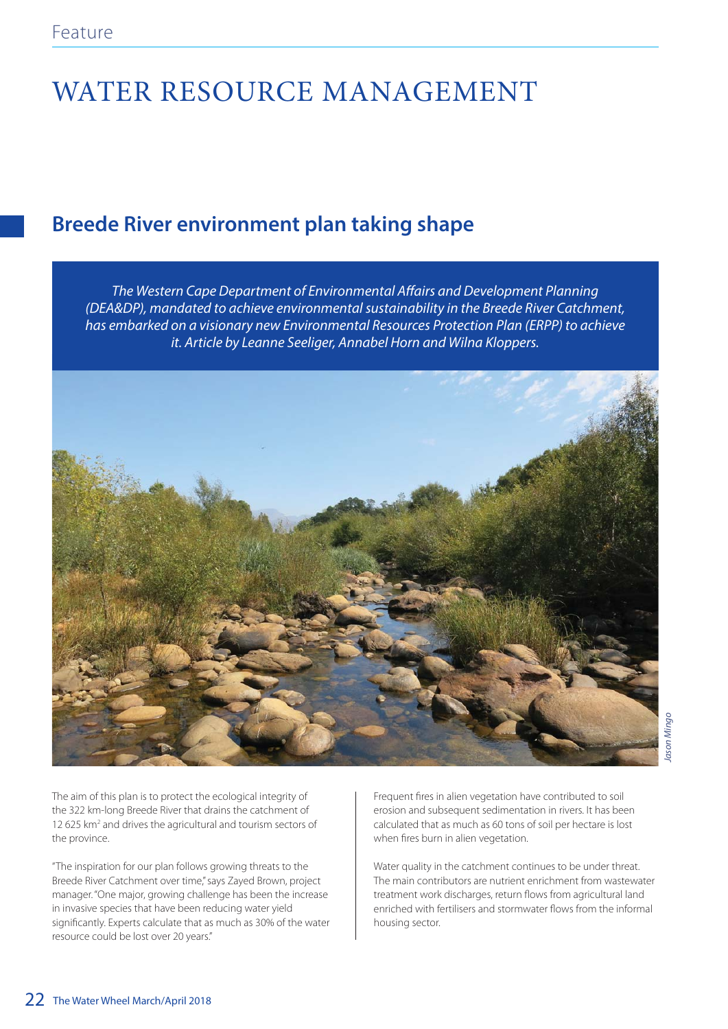# WATER RESOURCE MANAGEMENT

## Breede River environment plan taking shape

*The Western Cape Department of Environmental Affairs and Development Planning (DEA&DP), mandated to achieve environmental sustainability in the Breede River Catchment, has embarked on a visionary new Environmental Resources Protection Plan (ERPP) to achieve it. Article by Leanne Seeliger, Annabel Horn and Wilna Kloppers.*

Jason Mingo

The aim of this plan is to protect the ecological integrity of the 322 km-long Breede River that drains the catchment of 12 625 km$^2$ and drives the agricultural and tourism sectors of the province.

"The inspiration for our plan follows growing threats to the Breede River Catchment over time," says Zayed Brown, project manager. "One major, growing challenge has been the increase in invasive species that have been reducing water yield significantly. Experts calculate that as much as 30% of the water resource could be lost over 20 years."

Frequent fires in alien vegetation have contributed to soil erosion and subsequent sedimentation in rivers. It has been calculated that as much as 60 tons of soil per hectare is lost when fires burn in alien vegetation.

Water quality in the catchment continues to be under threat. The main contributors are nutrient enrichment from wastewater treatment work discharges, return flows from agricultural land enriched with fertilisers and stormwater flows from the informal housing sector.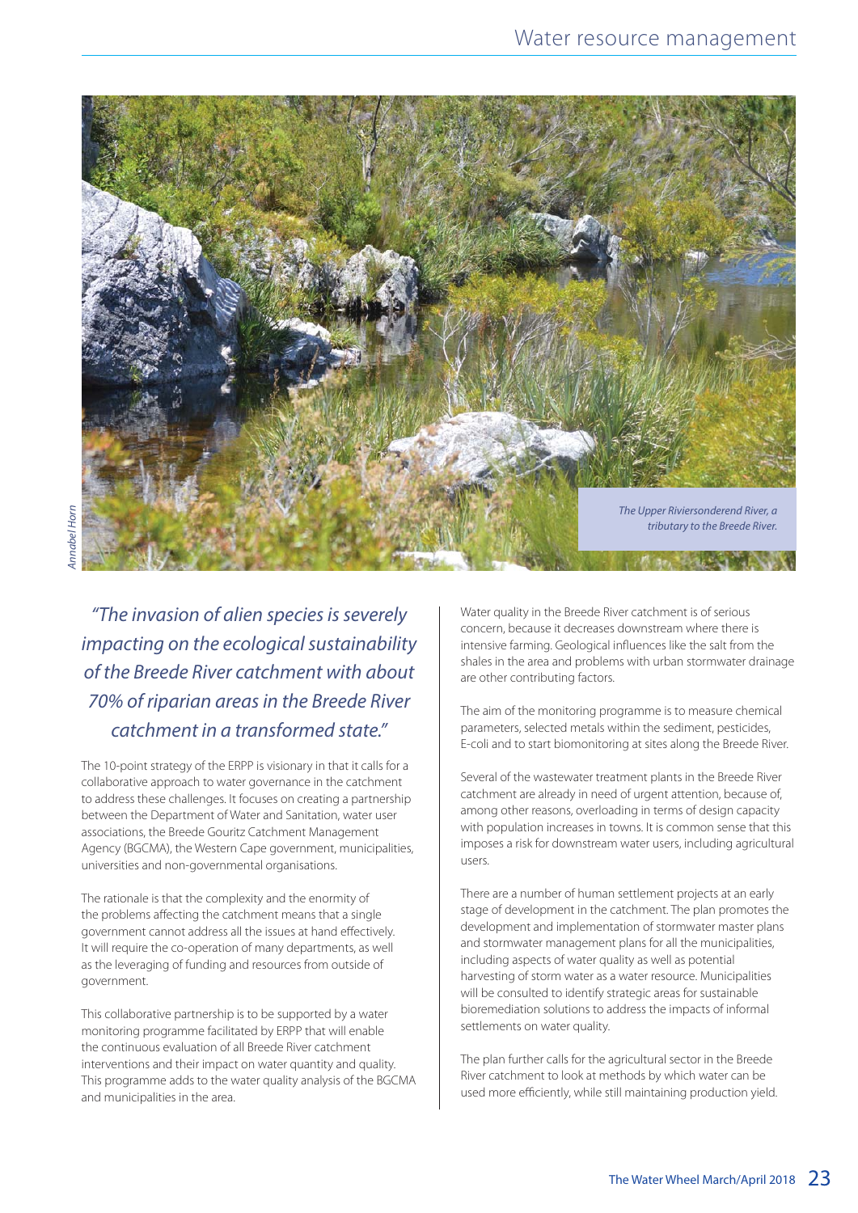The Upper Riviersonderend River, a tributary to the Breede River.

Annabel Horn

> *"The invasion of alien species is severely impacting on the ecological sustainability of the Breede River catchment with about 70% of riparian areas in the Breede River catchment in a transformed state."*

The 10-point strategy of the ERPP is visionary in that it calls for a collaborative approach to water governance in the catchment to address these challenges. It focuses on creating a partnership between the Department of Water and Sanitation, water user associations, the Breede Gouritz Catchment Management Agency (BGCMA), the Western Cape government, municipalities, universities and non-governmental organisations.

The rationale is that the complexity and the enormity of the problems affecting the catchment means that a single government cannot address all the issues at hand effectively. It will require the co-operation of many departments, as well as the leveraging of funding and resources from outside of government.

This collaborative partnership is to be supported by a water monitoring programme facilitated by ERPP that will enable the continuous evaluation of all Breede River catchment interventions and their impact on water quantity and quality. This programme adds to the water quality analysis of the BGCMA and municipalities in the area.

Water quality in the Breede River catchment is of serious concern, because it decreases downstream where there is intensive farming. Geological influences like the salt from the shales in the area and problems with urban stormwater drainage are other contributing factors.

The aim of the monitoring programme is to measure chemical parameters, selected metals within the sediment, pesticides, E-coli and to start biomonitoring at sites along the Breede River.

Several of the wastewater treatment plants in the Breede River catchment are already in need of urgent attention, because of, among other reasons, overloading in terms of design capacity with population increases in towns. It is common sense that this imposes a risk for downstream water users, including agricultural users.

There are a number of human settlement projects at an early stage of development in the catchment. The plan promotes the development and implementation of stormwater master plans and stormwater management plans for all the municipalities, including aspects of water quality as well as potential harvesting of storm water as a water resource. Municipalities will be consulted to identify strategic areas for sustainable bioremediation solutions to address the impacts of informal settlements on water quality.

The plan further calls for the agricultural sector in the Breede River catchment to look at methods by which water can be used more efficiently, while still maintaining production yield.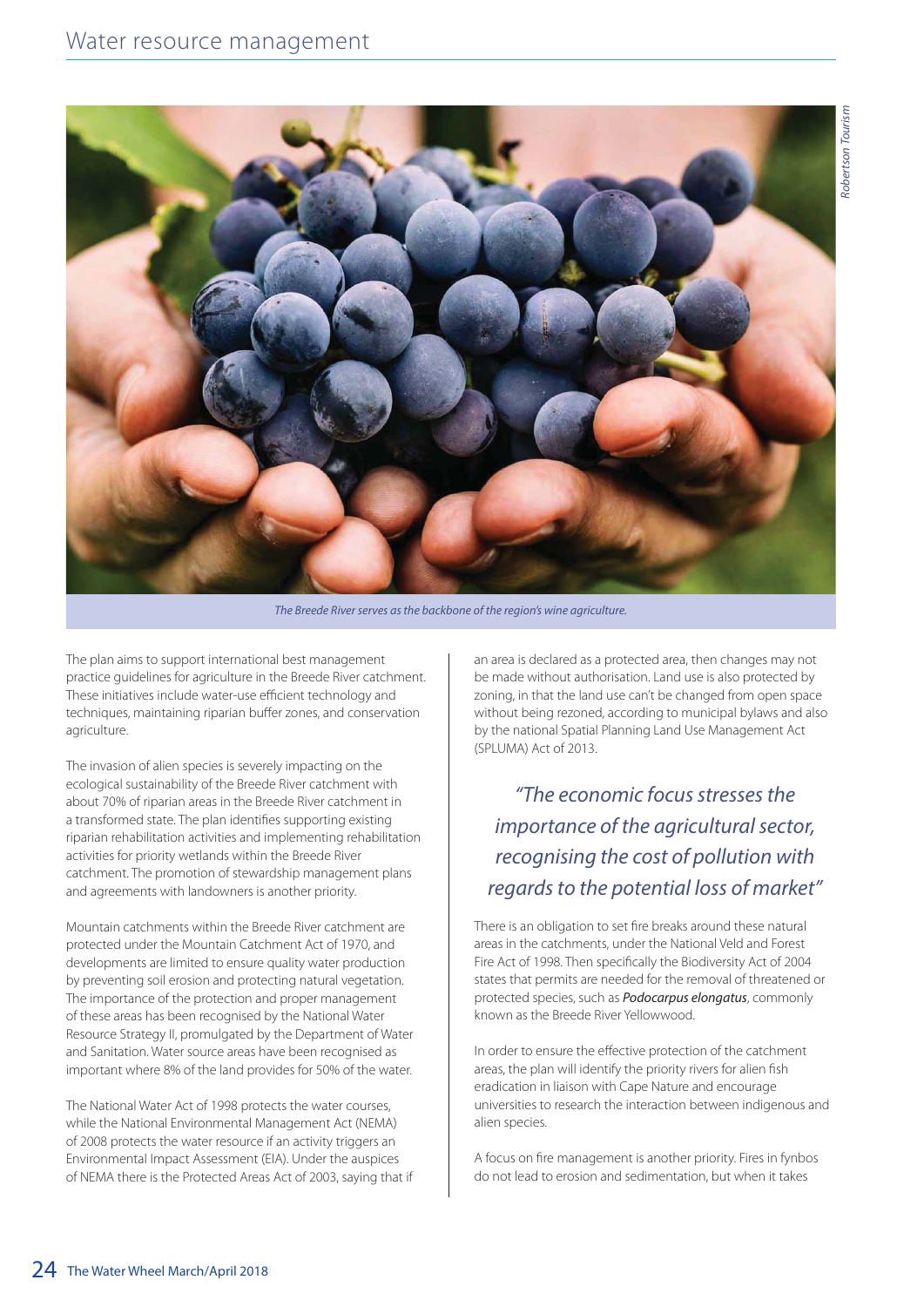The Breede River serves as the backbone of the region's wine agriculture.

The plan aims to support international best management practice guidelines for agriculture in the Breede River catchment. These initiatives include water-use efficient technology and techniques, maintaining riparian buffer zones, and conservation agriculture.

The invasion of alien species is severely impacting on the ecological sustainability of the Breede River catchment with about 70% of riparian areas in the Breede River catchment in a transformed state. The plan identifies supporting existing riparian rehabilitation activities and implementing rehabilitation activities for priority wetlands within the Breede River catchment. The promotion of stewardship management plans and agreements with landowners is another priority.

Mountain catchments within the Breede River catchment are protected under the Mountain Catchment Act of 1970, and developments are limited to ensure quality water production by preventing soil erosion and protecting natural vegetation. The importance of the protection and proper management of these areas has been recognised by the National Water Resource Strategy II, promulgated by the Department of Water and Sanitation. Water source areas have been recognised as important where 8% of the land provides for 50% of the water.

The National Water Act of 1998 protects the water courses, while the National Environmental Management Act (NEMA) of 2008 protects the water resource if an activity triggers an Environmental Impact Assessment (EIA). Under the auspices of NEMA there is the Protected Areas Act of 2003, saying that if an area is declared as a protected area, then changes may not be made without authorisation. Land use is also protected by zoning, in that the land use can't be changed from open space without being rezoned, according to municipal bylaws and also by the national Spatial Planning Land Use Management Act (SPLUMA) Act of 2013.

> *"The economic focus stresses the importance of the agricultural sector, recognising the cost of pollution with regards to the potential loss of market"*

There is an obligation to set fire breaks around these natural areas in the catchments, under the National Veld and Forest Fire Act of 1998. Then specifically the Biodiversity Act of 2004 states that permits are needed for the removal of threatened or protected species, such as ***Podocarpus elongatus***, commonly known as the Breede River Yellowwood.

In order to ensure the effective protection of the catchment areas, the plan will identify the priority rivers for alien fish eradication in liaison with Cape Nature and encourage universities to research the interaction between indigenous and alien species.

A focus on fire management is another priority. Fires in fynbos do not lead to erosion and sedimentation, but when it takes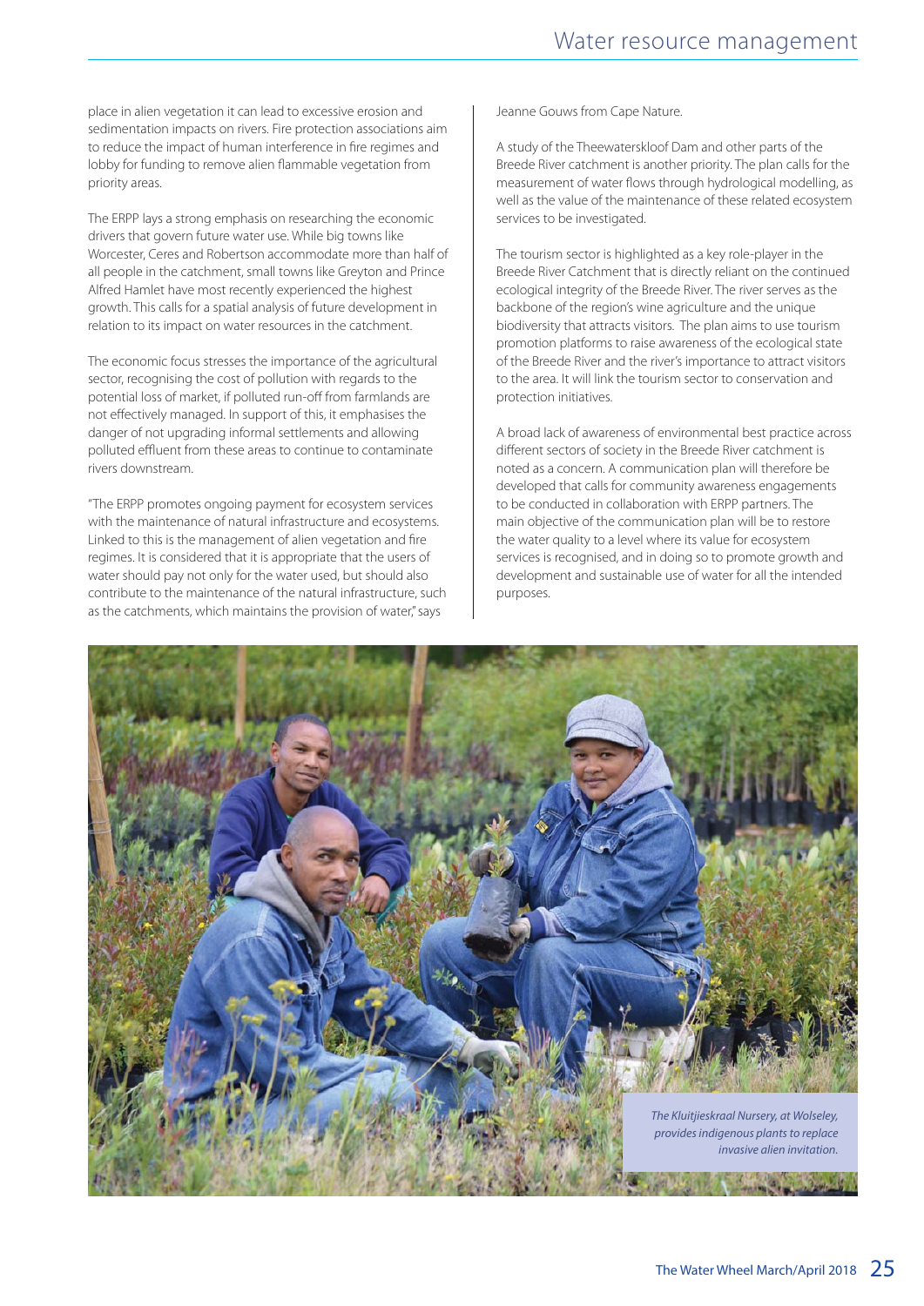place in alien vegetation it can lead to excessive erosion and sedimentation impacts on rivers. Fire protection associations aim to reduce the impact of human interference in fire regimes and lobby for funding to remove alien flammable vegetation from priority areas.

The ERPP lays a strong emphasis on researching the economic drivers that govern future water use. While big towns like Worcester, Ceres and Robertson accommodate more than half of all people in the catchment, small towns like Greyton and Prince Alfred Hamlet have most recently experienced the highest growth. This calls for a spatial analysis of future development in relation to its impact on water resources in the catchment.

The economic focus stresses the importance of the agricultural sector, recognising the cost of pollution with regards to the potential loss of market, if polluted run-off from farmlands are not effectively managed. In support of this, it emphasises the danger of not upgrading informal settlements and allowing polluted effluent from these areas to continue to contaminate rivers downstream.

"The ERPP promotes ongoing payment for ecosystem services with the maintenance of natural infrastructure and ecosystems. Linked to this is the management of alien vegetation and fire regimes. It is considered that it is appropriate that the users of water should pay not only for the water used, but should also contribute to the maintenance of the natural infrastructure, such as the catchments, which maintains the provision of water," says Jeanne Gouws from Cape Nature.

A study of the Theewaterskloof Dam and other parts of the Breede River catchment is another priority. The plan calls for the measurement of water flows through hydrological modelling, as well as the value of the maintenance of these related ecosystem services to be investigated.

The tourism sector is highlighted as a key role-player in the Breede River Catchment that is directly reliant on the continued ecological integrity of the Breede River. The river serves as the backbone of the region's wine agriculture and the unique biodiversity that attracts visitors. The plan aims to use tourism promotion platforms to raise awareness of the ecological state of the Breede River and the river's importance to attract visitors to the area. It will link the tourism sector to conservation and protection initiatives.

A broad lack of awareness of environmental best practice across different sectors of society in the Breede River catchment is noted as a concern. A communication plan will therefore be developed that calls for community awareness engagements to be conducted in collaboration with ERPP partners. The main objective of the communication plan will be to restore the water quality to a level where its value for ecosystem services is recognised, and in doing so to promote growth and development and sustainable use of water for all the intended purposes.

*The Kluitjieskraal Nursery, at Wolseley, provides indigenous plants to replace invasive alien invitation.*